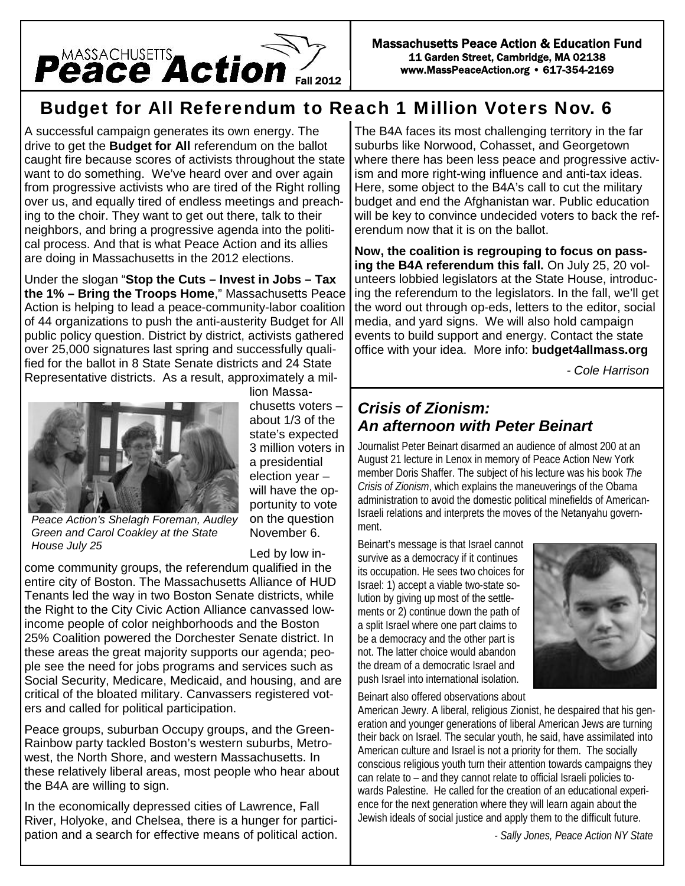# Massachusetts Peace Action Fall 2012

Massachusetts Peace Action & Education Fund
11 Garden Street, Cambridge, MA 02138
www.MassPeaceAction.org • 617-354-2169

## Budget for All Referendum to Reach 1 Million Voters Nov. 6

A successful campaign generates its own energy. The drive to get the **Budget for All** referendum on the ballot caught fire because scores of activists throughout the state want to do something. We've heard over and over again from progressive activists who are tired of the Right rolling over us, and equally tired of endless meetings and preaching to the choir. They want to get out there, talk to their neighbors, and bring a progressive agenda into the political process. And that is what Peace Action and its allies are doing in Massachusetts in the 2012 elections.

Under the slogan "**Stop the Cuts – Invest in Jobs – Tax the 1% – Bring the Troops Home**," Massachusetts Peace Action is helping to lead a peace-community-labor coalition of 44 organizations to push the anti-austerity Budget for All public policy question. District by district, activists gathered over 25,000 signatures last spring and successfully qualified for the ballot in 8 State Senate districts and 24 State Representative districts. As a result, approximately a million Massachusetts voters – about 1/3 of the state's expected 3 million voters in a presidential election year – will have the opportunity to vote on the question November 6.

*Peace Action's Shelagh Foreman, Audley Green and Carol Coakley at the State House July 25*

Led by low income community groups, the referendum qualified in the entire city of Boston. The Massachusetts Alliance of HUD Tenants led the way in two Boston Senate districts, while the Right to the City Civic Action Alliance canvassed low-income people of color neighborhoods and the Boston 25% Coalition powered the Dorchester Senate district. In these areas the great majority supports our agenda; people see the need for jobs programs and services such as Social Security, Medicare, Medicaid, and housing, and are critical of the bloated military. Canvassers registered voters and called for political participation.

Peace groups, suburban Occupy groups, and the Green-Rainbow party tackled Boston's western suburbs, Metrowest, the North Shore, and western Massachusetts. In these relatively liberal areas, most people who hear about the B4A are willing to sign.

In the economically depressed cities of Lawrence, Fall River, Holyoke, and Chelsea, there is a hunger for participation and a search for effective means of political action.

The B4A faces its most challenging territory in the far suburbs like Norwood, Cohasset, and Georgetown where there has been less peace and progressive activism and more right-wing influence and anti-tax ideas. Here, some object to the B4A's call to cut the military budget and end the Afghanistan war. Public education will be key to convince undecided voters to back the referendum now that it is on the ballot.

**Now, the coalition is regrouping to focus on passing the B4A referendum this fall.** On July 25, 20 volunteers lobbied legislators at the State House, introducing the referendum to the legislators. In the fall, we'll get the word out through op-eds, letters to the editor, social media, and yard signs. We will also hold campaign events to build support and energy. Contact the state office with your idea. More info: **budget4allmass.org**

*- Cole Harrison*

## *Crisis of Zionism: An afternoon with Peter Beinart*

Journalist Peter Beinart disarmed an audience of almost 200 at an August 21 lecture in Lenox in memory of Peace Action New York member Doris Shaffer. The subject of his lecture was his book *The Crisis of Zionism*, which explains the maneuverings of the Obama administration to avoid the domestic political minefields of American-Israeli relations and interprets the moves of the Netanyahu government.

Beinart's message is that Israel cannot survive as a democracy if it continues its occupation. He sees two choices for Israel: 1) accept a viable two-state solution by giving up most of the settlements or 2) continue down the path of a split Israel where one part claims to be a democracy and the other part is not. The latter choice would abandon the dream of a democratic Israel and push Israel into international isolation.

Beinart also offered observations about American Jewry. A liberal, religious Zionist, he despaired that his generation and younger generations of liberal American Jews are turning their back on Israel. The secular youth, he said, have assimilated into American culture and Israel is not a priority for them. The socially conscious religious youth turn their attention towards campaigns they can relate to – and they cannot relate to official Israeli policies towards Palestine. He called for the creation of an educational experience for the next generation where they will learn again about the Jewish ideals of social justice and apply them to the difficult future.

*- Sally Jones, Peace Action NY State*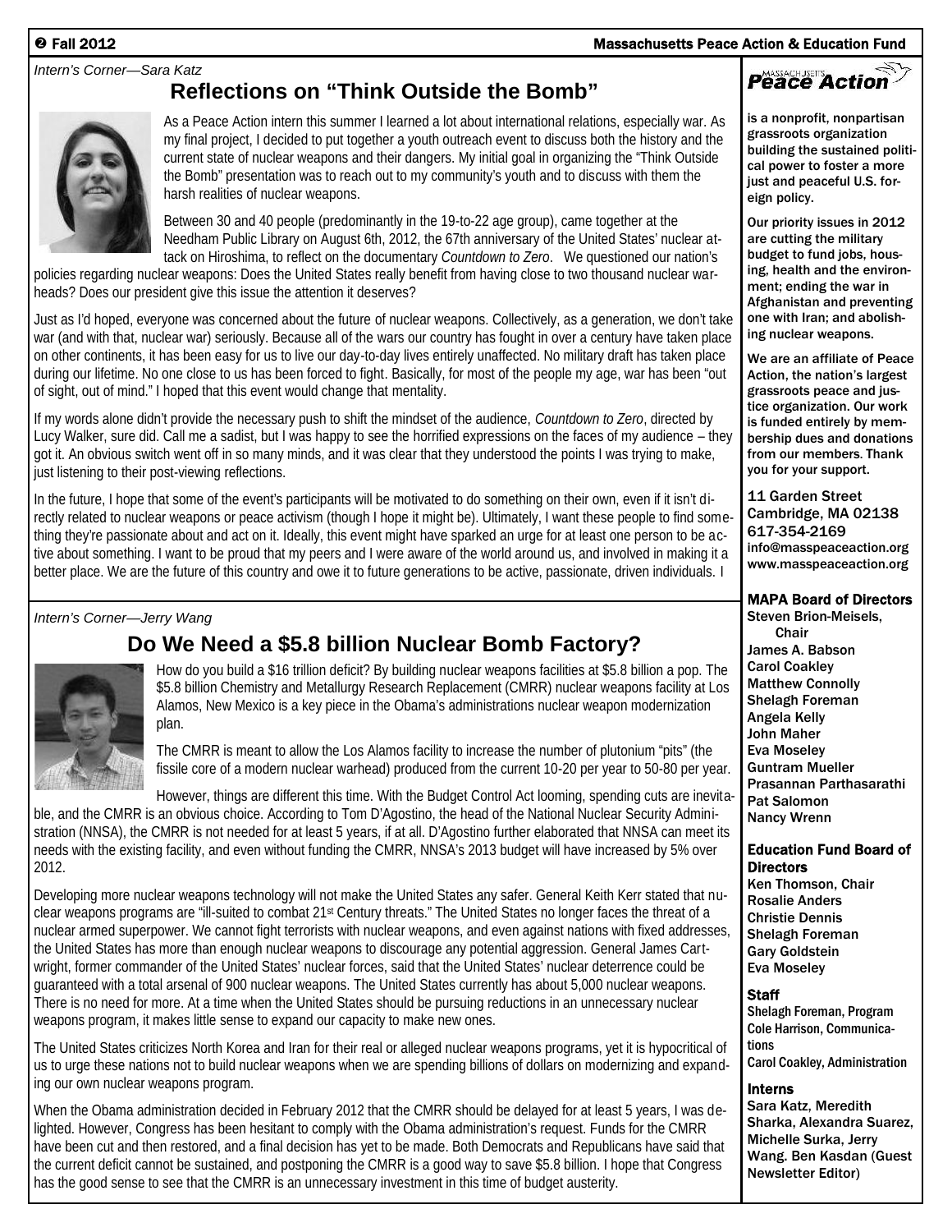*Intern's Corner—Sara Katz*

## Reflections on "Think Outside the Bomb"

As a Peace Action intern this summer I learned a lot about international relations, especially war. As my final project, I decided to put together a youth outreach event to discuss both the history and the current state of nuclear weapons and their dangers. My initial goal in organizing the "Think Outside the Bomb" presentation was to reach out to my community's youth and to discuss with them the harsh realities of nuclear weapons.

Between 30 and 40 people (predominantly in the 19-to-22 age group), came together at the Needham Public Library on August 6th, 2012, the 67th anniversary of the United States' nuclear attack on Hiroshima, to reflect on the documentary *Countdown to Zero*. We questioned our nation's policies regarding nuclear weapons: Does the United States really benefit from having close to two thousand nuclear warheads? Does our president give this issue the attention it deserves?

Just as I'd hoped, everyone was concerned about the future of nuclear weapons. Collectively, as a generation, we don't take war (and with that, nuclear war) seriously. Because all of the wars our country has fought in over a century have taken place on other continents, it has been easy for us to live our day-to-day lives entirely unaffected. No military draft has taken place during our lifetime. No one close to us has been forced to fight. Basically, for most of the people my age, war has been "out of sight, out of mind." I hoped that this event would change that mentality.

If my words alone didn't provide the necessary push to shift the mindset of the audience, *Countdown to Zero*, directed by Lucy Walker, sure did. Call me a sadist, but I was happy to see the horrified expressions on the faces of my audience – they got it. An obvious switch went off in so many minds, and it was clear that they understood the points I was trying to make, just listening to their post-viewing reflections.

In the future, I hope that some of the event's participants will be motivated to do something on their own, even if it isn't directly related to nuclear weapons or peace activism (though I hope it might be). Ultimately, I want these people to find something they're passionate about and act on it. Ideally, this event might have sparked an urge for at least one person to be active about something. I want to be proud that my peers and I were aware of the world around us, and involved in making it a better place. We are the future of this country and owe it to future generations to be active, passionate, driven individuals. I

*Intern's Corner—Jerry Wang*

## Do We Need a $5.8 billion Nuclear Bomb Factory?

How do you build a $16 trillion deficit? By building nuclear weapons facilities at $5.8 billion a pop. The $5.8 billion Chemistry and Metallurgy Research Replacement (CMRR) nuclear weapons facility at Los Alamos, New Mexico is a key piece in the Obama's administrations nuclear weapon modernization plan.

The CMRR is meant to allow the Los Alamos facility to increase the number of plutonium "pits" (the fissile core of a modern nuclear warhead) produced from the current 10-20 per year to 50-80 per year.

However, things are different this time. With the Budget Control Act looming, spending cuts are inevitable, and the CMRR is an obvious choice. According to Tom D'Agostino, the head of the National Nuclear Security Administration (NNSA), the CMRR is not needed for at least 5 years, if at all. D'Agostino further elaborated that NNSA can meet its needs with the existing facility, and even without funding the CMRR, NNSA's 2013 budget will have increased by 5% over 2012.

Developing more nuclear weapons technology will not make the United States any safer. General Keith Kerr stated that nuclear weapons programs are "ill-suited to combat 21st Century threats." The United States no longer faces the threat of a nuclear armed superpower. We cannot fight terrorists with nuclear weapons, and even against nations with fixed addresses, the United States has more than enough nuclear weapons to discourage any potential aggression. General James Cartwright, former commander of the United States' nuclear forces, said that the United States' nuclear deterrence could be guaranteed with a total arsenal of 900 nuclear weapons. The United States currently has about 5,000 nuclear weapons. There is no need for more. At a time when the United States should be pursuing reductions in an unnecessary nuclear weapons program, it makes little sense to expand our capacity to make new ones.

The United States criticizes North Korea and Iran for their real or alleged nuclear weapons programs, yet it is hypocritical of us to urge these nations not to build nuclear weapons when we are spending billions of dollars on modernizing and expanding our own nuclear weapons program.

When the Obama administration decided in February 2012 that the CMRR should be delayed for at least 5 years, I was delighted. However, Congress has been hesitant to comply with the Obama administration's request. Funds for the CMRR have been cut and then restored, and a final decision has yet to be made. Both Democrats and Republicans have said that the current deficit cannot be sustained, and postponing the CMRR is a good way to save $5.8 billion. I hope that Congress has the good sense to see that the CMRR is an unnecessary investment in this time of budget austerity.

**Massachusetts Peace Action** is a nonprofit, nonpartisan grassroots organization building the sustained political power to foster a more just and peaceful U.S. foreign policy.

Our priority issues in 2012 are cutting the military budget to fund jobs, housing, health and the environment; ending the war in Afghanistan and preventing one with Iran; and abolishing nuclear weapons.

We are an affiliate of Peace Action, the nation's largest grassroots peace and justice organization. Our work is funded entirely by membership dues and donations from our members. Thank you for your support.

11 Garden Street
Cambridge, MA 02138
617-354-2169
info@masspeaceaction.org
www.masspeaceaction.org

**MAPA Board of Directors**
Steven Brion-Meisels, Chair
James A. Babson
Carol Coakley
Matthew Connolly
Shelagh Foreman
Angela Kelly
John Maher
Eva Moseley
Guntram Mueller
Prasannan Parthasarathi
Pat Salomon
Nancy Wrenn

**Education Fund Board of Directors**
Ken Thomson, Chair
Rosalie Anders
Christie Dennis
Shelagh Foreman
Gary Goldstein
Eva Moseley

**Staff**
Shelagh Foreman, Program
Cole Harrison, Communications
Carol Coakley, Administration

**Interns**
Sara Katz, Meredith Sharka, Alexandra Suarez, Michelle Surka, Jerry Wang. Ben Kasdan (Guest Newsletter Editor)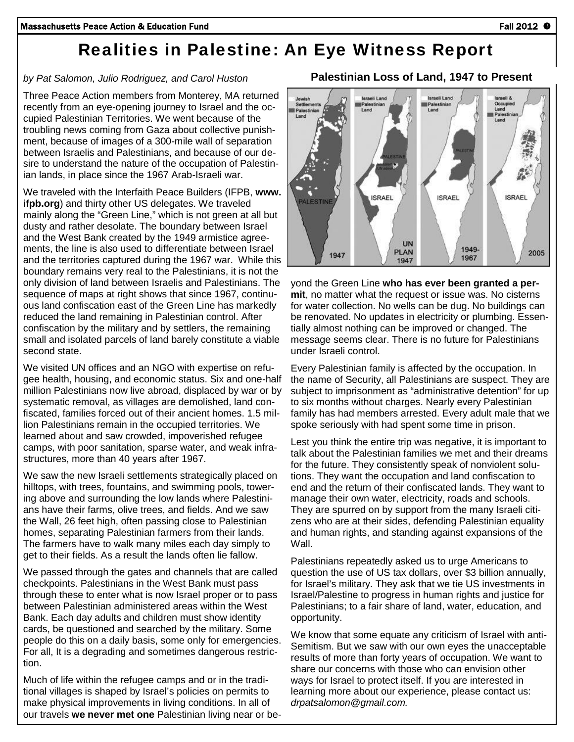# Realities in Palestine: An Eye Witness Report

*by Pat Salomon, Julio Rodriguez, and Carol Huston*

Three Peace Action members from Monterey, MA returned recently from an eye-opening journey to Israel and the occupied Palestinian Territories. We went because of the troubling news coming from Gaza about collective punishment, because of images of a 300-mile wall of separation between Israelis and Palestinians, and because of our desire to understand the nature of the occupation of Palestinian lands, in place since the 1967 Arab-Israeli war.

We traveled with the Interfaith Peace Builders (IFPB, **www.ifpb.org**) and thirty other US delegates. We traveled mainly along the "Green Line," which is not green at all but dusty and rather desolate. The boundary between Israel and the West Bank created by the 1949 armistice agreements, the line is also used to differentiate between Israel and the territories captured during the 1967 war. While this boundary remains very real to the Palestinians, it is not the only division of land between Israelis and Palestinians. The sequence of maps at right shows that since 1967, continuous land confiscation east of the Green Line has markedly reduced the land remaining in Palestinian control. After confiscation by the military and by settlers, the remaining small and isolated parcels of land barely constitute a viable second state.

We visited UN offices and an NGO with expertise on refugee health, housing, and economic status. Six and one-half million Palestinians now live abroad, displaced by war or by systematic removal, as villages are demolished, land confiscated, families forced out of their ancient homes. 1.5 million Palestinians remain in the occupied territories. We learned about and saw crowded, impoverished refugee camps, with poor sanitation, sparse water, and weak infrastructures, more than 40 years after 1967.

We saw the new Israeli settlements strategically placed on hilltops, with trees, fountains, and swimming pools, towering above and surrounding the low lands where Palestinians have their farms, olive trees, and fields. And we saw the Wall, 26 feet high, often passing close to Palestinian homes, separating Palestinian farmers from their lands. The farmers have to walk many miles each day simply to get to their fields. As a result the lands often lie fallow.

We passed through the gates and channels that are called checkpoints. Palestinians in the West Bank must pass through these to enter what is now Israel proper or to pass between Palestinian administered areas within the West Bank. Each day adults and children must show identity cards, be questioned and searched by the military. Some people do this on a daily basis, some only for emergencies. For all, It is a degrading and sometimes dangerous restriction.

Much of life within the refugee camps and or in the traditional villages is shaped by Israel's policies on permits to make physical improvements in living conditions. In all of our travels **we never met one** Palestinian living near or beyond the Green Line **who has ever been granted a permit**, no matter what the request or issue was. No cisterns for water collection. No wells can be dug. No buildings can be renovated. No updates in electricity or plumbing. Essentially almost nothing can be improved or changed. The message seems clear. There is no future for Palestinians under Israeli control.

**Palestinian Loss of Land, 1947 to Present**

Every Palestinian family is affected by the occupation. In the name of Security, all Palestinians are suspect. They are subject to imprisonment as "administrative detention" for up to six months without charges. Nearly every Palestinian family has had members arrested. Every adult male that we spoke seriously with had spent some time in prison.

Lest you think the entire trip was negative, it is important to talk about the Palestinian families we met and their dreams for the future. They consistently speak of nonviolent solutions. They want the occupation and land confiscation to end and the return of their confiscated lands. They want to manage their own water, electricity, roads and schools. They are spurred on by support from the many Israeli citizens who are at their sides, defending Palestinian equality and human rights, and standing against expansions of the Wall.

Palestinians repeatedly asked us to urge Americans to question the use of US tax dollars, over $3 billion annually, for Israel's military. They ask that we tie US investments in Israel/Palestine to progress in human rights and justice for Palestinians; to a fair share of land, water, education, and opportunity.

We know that some equate any criticism of Israel with anti-Semitism. But we saw with our own eyes the unacceptable results of more than forty years of occupation. We want to share our concerns with those who can envision other ways for Israel to protect itself. If you are interested in learning more about our experience, please contact us: *drpatsalomon@gmail.com.*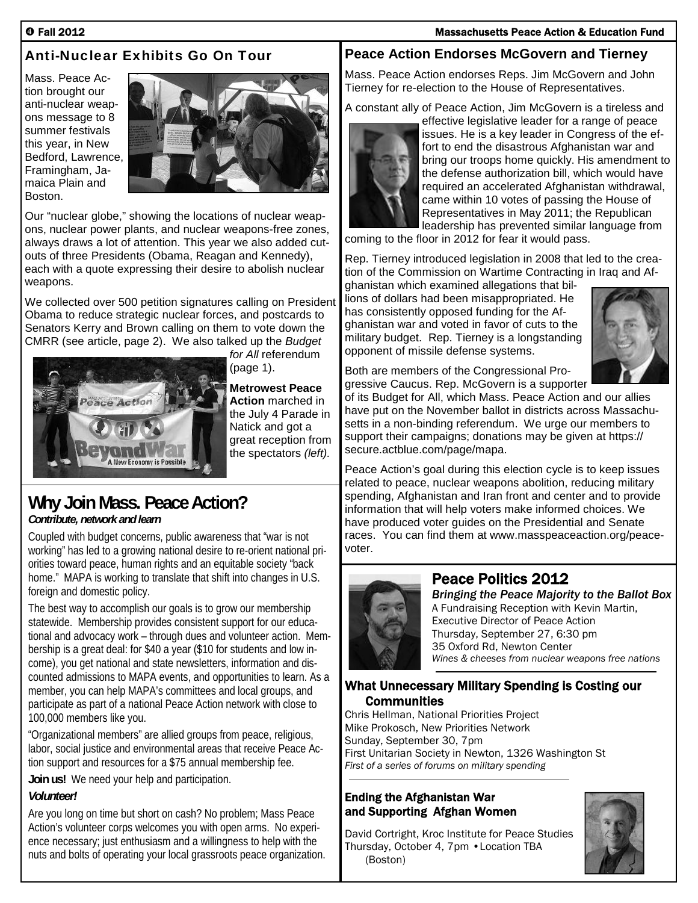## Anti-Nuclear Exhibits Go On Tour

Mass. Peace Action brought our anti-nuclear weapons message to 8 summer festivals this year, in New Bedford, Lawrence, Framingham, Jamaica Plain and Boston.

Our "nuclear globe," showing the locations of nuclear weapons, nuclear power plants, and nuclear weapons-free zones, always draws a lot of attention. This year we also added cutouts of three Presidents (Obama, Reagan and Kennedy), each with a quote expressing their desire to abolish nuclear weapons.

We collected over 500 petition signatures calling on President Obama to reduce strategic nuclear forces, and postcards to Senators Kerry and Brown calling on them to vote down the CMRR (see article, page 2). We also talked up the *Budget for All* referendum (page 1).

**Metrowest Peace Action** marched in the July 4 Parade in Natick and got a great reception from the spectators *(left)*.

## Why Join Mass. Peace Action?

***Contribute, network and learn***

Coupled with budget concerns, public awareness that "war is not working" has led to a growing national desire to re-orient national priorities toward peace, human rights and an equitable society "back home." MAPA is working to translate that shift into changes in U.S. foreign and domestic policy.

The best way to accomplish our goals is to grow our membership statewide. Membership provides consistent support for our educational and advocacy work – through dues and volunteer action. Membership is a great deal: for $40 a year ($10 for students and low income), you get national and state newsletters, information and discounted admissions to MAPA events, and opportunities to learn. As a member, you can help MAPA's committees and local groups, and participate as part of a national Peace Action network with close to 100,000 members like you.

"Organizational members" are allied groups from peace, religious, labor, social justice and environmental areas that receive Peace Action support and resources for a $75 annual membership fee.

**Join us!** We need your help and participation.

***Volunteer!***

Are you long on time but short on cash? No problem; Mass Peace Action's volunteer corps welcomes you with open arms. No experience necessary; just enthusiasm and a willingness to help with the nuts and bolts of operating your local grassroots peace organization.

## Peace Action Endorses McGovern and Tierney

Mass. Peace Action endorses Reps. Jim McGovern and John Tierney for re-election to the House of Representatives.

A constant ally of Peace Action, Jim McGovern is a tireless and effective legislative leader for a range of peace issues. He is a key leader in Congress of the effort to end the disastrous Afghanistan war and bring our troops home quickly. His amendment to the defense authorization bill, which would have required an accelerated Afghanistan withdrawal, came within 10 votes of passing the House of Representatives in May 2011; the Republican leadership has prevented similar language from coming to the floor in 2012 for fear it would pass.

Rep. Tierney introduced legislation in 2008 that led to the creation of the Commission on Wartime Contracting in Iraq and Afghanistan which examined allegations that billions of dollars had been misappropriated. He has consistently opposed funding for the Afghanistan war and voted in favor of cuts to the military budget. Rep. Tierney is a longstanding opponent of missile defense systems.

Both are members of the Congressional Progressive Caucus. Rep. McGovern is a supporter of its Budget for All, which Mass. Peace Action and our allies have put on the November ballot in districts across Massachusetts in a non-binding referendum. We urge our members to support their campaigns; donations may be given at https://secure.actblue.com/page/mapa.

Peace Action's goal during this election cycle is to keep issues related to peace, nuclear weapons abolition, reducing military spending, Afghanistan and Iran front and center and to provide information that will help voters make informed choices. We have produced voter guides on the Presidential and Senate races. You can find them at www.masspeaceaction.org/peacevoter.

## Peace Politics 2012

***Bringing the Peace Majority to the Ballot Box***

A Fundraising Reception with Kevin Martin, Executive Director of Peace Action
Thursday, September 27, 6:30 pm
35 Oxford Rd, Newton Center
*Wines & cheeses from nuclear weapons free nations*

### What Unnecessary Military Spending is Costing our Communities

Chris Hellman, National Priorities Project
Mike Prokosch, New Priorities Network
Sunday, September 30, 7pm
First Unitarian Society in Newton, 1326 Washington St
*First of a series of forums on military spending*

### Ending the Afghanistan War and Supporting Afghan Women

David Cortright, Kroc Institute for Peace Studies
Thursday, October 4, 7pm • Location TBA (Boston)